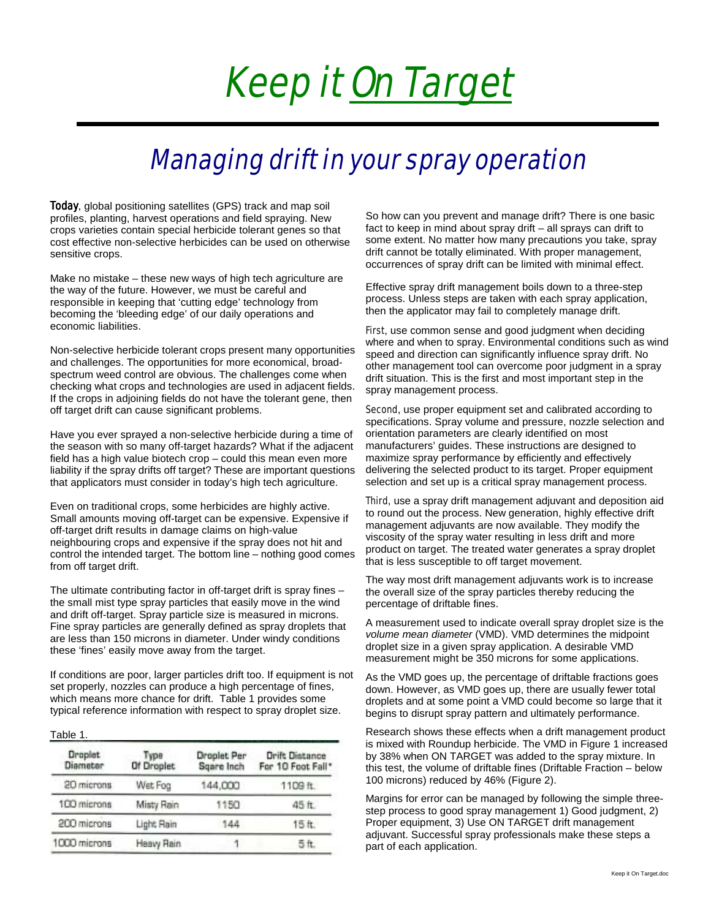# Keep it On Target

## Managing drift in your spray operation

**Today**, global positioning satellites (GPS) track and map soil profiles, planting, harvest operations and field spraying. New crops varieties contain special herbicide tolerant genes so that cost effective non-selective herbicides can be used on otherwise sensitive crops.

Make no mistake – these new ways of high tech agriculture are the way of the future. However, we must be careful and responsible in keeping that 'cutting edge' technology from becoming the 'bleeding edge' of our daily operations and economic liabilities.

Non-selective herbicide tolerant crops present many opportunities and challenges. The opportunities for more economical, broad-spectrum weed control are obvious. The challenges come when checking what crops and technologies are used in adjacent fields. If the crops in adjoining fields do not have the tolerant gene, then off target drift can cause significant problems.

Have you ever sprayed a non-selective herbicide during a time of the season with so many off-target hazards? What if the adjacent field has a high value biotech crop – could this mean even more liability if the spray drifts off target? These are important questions that applicators must consider in today's high tech agriculture.

Even on traditional crops, some herbicides are highly active. Small amounts moving off-target can be expensive. Expensive if off-target drift results in damage claims on high-value neighbouring crops and expensive if the spray does not hit and control the intended target. The bottom line – nothing good comes from off target drift.

The ultimate contributing factor in off-target drift is spray fines – the small mist type spray particles that easily move in the wind and drift off-target. Spray particle size is measured in microns. Fine spray particles are generally defined as spray droplets that are less than 150 microns in diameter. Under windy conditions these 'fines' easily move away from the target.

If conditions are poor, larger particles drift too. If equipment is not set properly, nozzles can produce a high percentage of fines, which means more chance for drift. Table 1 provides some typical reference information with respect to spray droplet size.

Table 1.

| Droplet Diameter | Type Of Droplet | Droplet Per Sqare Inch | Drift Distance For 10 Foot Fall* |
|---|---|---|---|
| 20 microns | Wet Fog | 144,000 | 1109 ft. |
| 100 microns | Misty Rain | 1150 | 45 ft. |
| 200 microns | Light Rain | 144 | 15 ft. |
| 1000 microns | Heavy Rain | 1 | 5 ft. |

So how can you prevent and manage drift? There is one basic fact to keep in mind about spray drift – all sprays can drift to some extent. No matter how many precautions you take, spray drift cannot be totally eliminated. With proper management, occurrences of spray drift can be limited with minimal effect.

Effective spray drift management boils down to a three-step process. Unless steps are taken with each spray application, then the applicator may fail to completely manage drift.

First, use common sense and good judgment when deciding where and when to spray. Environmental conditions such as wind speed and direction can significantly influence spray drift. No other management tool can overcome poor judgment in a spray drift situation. This is the first and most important step in the spray management process.

Second, use proper equipment set and calibrated according to specifications. Spray volume and pressure, nozzle selection and orientation parameters are clearly identified on most manufacturers' guides. These instructions are designed to maximize spray performance by efficiently and effectively delivering the selected product to its target. Proper equipment selection and set up is a critical spray management process.

Third, use a spray drift management adjuvant and deposition aid to round out the process. New generation, highly effective drift management adjuvants are now available. They modify the viscosity of the spray water resulting in less drift and more product on target. The treated water generates a spray droplet that is less susceptible to off target movement.

The way most drift management adjuvants work is to increase the overall size of the spray particles thereby reducing the percentage of driftable fines.

A measurement used to indicate overall spray droplet size is the *volume mean diameter* (VMD). VMD determines the midpoint droplet size in a given spray application. A desirable VMD measurement might be 350 microns for some applications.

As the VMD goes up, the percentage of driftable fractions goes down. However, as VMD goes up, there are usually fewer total droplets and at some point a VMD could become so large that it begins to disrupt spray pattern and ultimately performance.

Research shows these effects when a drift management product is mixed with Roundup herbicide. The VMD in Figure 1 increased by 38% when ON TARGET was added to the spray mixture. In this test, the volume of driftable fines (Driftable Fraction – below 100 microns) reduced by 46% (Figure 2).

Margins for error can be managed by following the simple three-step process to good spray management 1) Good judgment, 2) Proper equipment, 3) Use ON TARGET drift management adjuvant. Successful spray professionals make these steps a part of each application.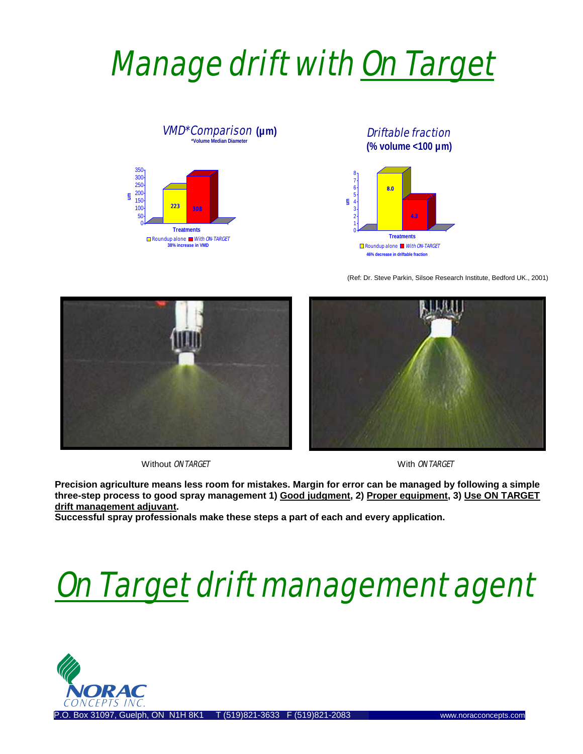# *Manage drift with On Target*

*VMD\*Comparison* **(µm)**
**\*Volume Median Diameter**

350
300
250
200
150
100
50
0
um
223
308
**Treatments**
Roundup alone *With ON-TARGET*
**38% increase in VMD**

*Driftable fraction*
**(% volume <100 µm)**

8
7
6
5
4
3
2
1
0
um
8.0
4.3
**Treatments**
Roundup alone *With ON-TARGET*
**46% decrease in driftable fraction**

(Ref: Dr. Steve Parkin, Silsoe Research Institute, Bedford UK., 2001)

Without *ON TARGET*

With *ON TARGET*

**Precision agriculture means less room for mistakes. Margin for error can be managed by following a simple three-step process to good spray management 1) Good judgment, 2) Proper equipment, 3) Use ON TARGET drift management adjuvant.**
**Successful spray professionals make these steps a part of each and every application.**

# *On Target drift management agent*

NORAC CONCEPTS INC.

P.O. Box 31097, Guelph, ON N1H 8K1 T (519)821-3633 F (519)821-2083 www.noracconcepts.com